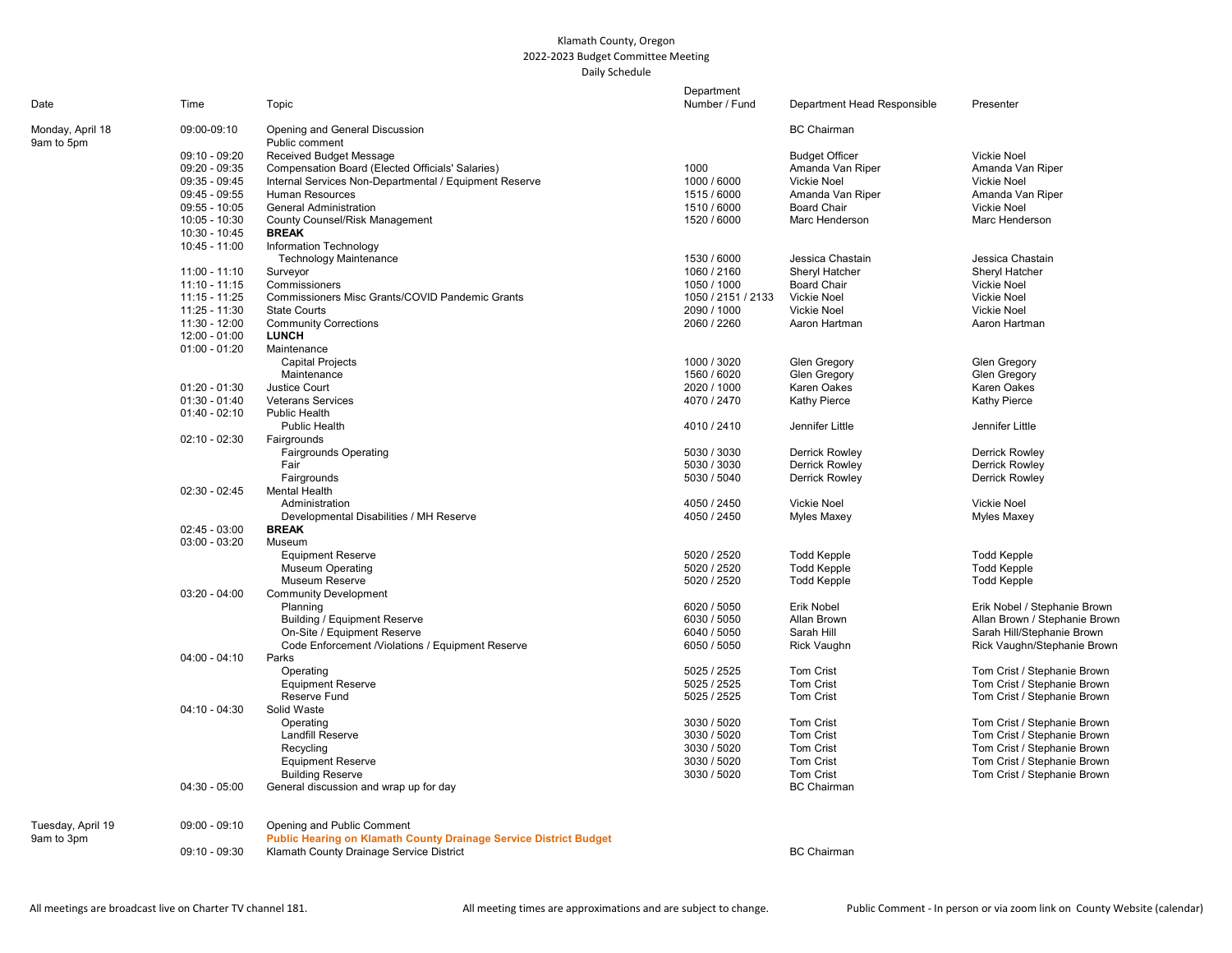Klamath County, Oregon
2022-2023 Budget Committee Meeting
Daily Schedule

| Date | Time | Topic | Department Number / Fund | Department Head Responsible | Presenter |
|---|---|---|---|---|---|
| Monday, April 18<br>9am to 5pm | 09:00-09:10 | Opening and General Discussion<br>Public comment | | BC Chairman | |
| | 09:10 - 09:20 | Received Budget Message | | Budget Officer | Vickie Noel |
| | 09:20 - 09:35 | Compensation Board (Elected Officials' Salaries) | 1000 | Amanda Van Riper | Amanda Van Riper |
| | 09:35 - 09:45 | Internal Services Non-Departmental / Equipment Reserve | 1000 / 6000 | Vickie Noel | Vickie Noel |
| | 09:45 - 09:55 | Human Resources | 1515 / 6000 | Amanda Van Riper | Amanda Van Riper |
| | 09:55 - 10:05 | General Administration | 1510 / 6000 | Board Chair | Vickie Noel |
| | 10:05 - 10:30 | County Counsel/Risk Management | 1520 / 6000 | Marc Henderson | Marc Henderson |
| | 10:30 - 10:45 | **BREAK** | | | |
| | 10:45 - 11:00 | Information Technology | | | |
| | | Technology Maintenance | 1530 / 6000 | Jessica Chastain | Jessica Chastain |
| | 11:00 - 11:10 | Surveyor | 1060 / 2160 | Sheryl Hatcher | Sheryl Hatcher |
| | 11:10 - 11:15 | Commissioners | 1050 / 1000 | Board Chair | Vickie Noel |
| | 11:15 - 11:25 | Commissioners Misc Grants/COVID Pandemic Grants | 1050 / 2151 / 2133 | Vickie Noel | Vickie Noel |
| | 11:25 - 11:30 | State Courts | 2090 / 1000 | Vickie Noel | Vickie Noel |
| | 11:30 - 12:00 | Community Corrections | 2060 / 2260 | Aaron Hartman | Aaron Hartman |
| | 12:00 - 01:00 | **LUNCH** | | | |
| | 01:00 - 01:20 | Maintenance | | | |
| | | Capital Projects | 1000 / 3020 | Glen Gregory | Glen Gregory |
| | | Maintenance | 1560 / 6020 | Glen Gregory | Glen Gregory |
| | 01:20 - 01:30 | Justice Court | 2020 / 1000 | Karen Oakes | Karen Oakes |
| | 01:30 - 01:40 | Veterans Services | 4070 / 2470 | Kathy Pierce | Kathy Pierce |
| | 01:40 - 02:10 | Public Health | | | |
| | | Public Health | 4010 / 2410 | Jennifer Little | Jennifer Little |
| | 02:10 - 02:30 | Fairgrounds | | | |
| | | Fairgrounds Operating | 5030 / 3030 | Derrick Rowley | Derrick Rowley |
| | | Fair | 5030 / 3030 | Derrick Rowley | Derrick Rowley |
| | | Fairgrounds | 5030 / 5040 | Derrick Rowley | Derrick Rowley |
| | 02:30 - 02:45 | Mental Health | | | |
| | | Administration | 4050 / 2450 | Vickie Noel | Vickie Noel |
| | | Developmental Disabilities / MH Reserve | 4050 / 2450 | Myles Maxey | Myles Maxey |
| | 02:45 - 03:00 | **BREAK** | | | |
| | 03:00 - 03:20 | Museum | | | |
| | | Equipment Reserve | 5020 / 2520 | Todd Kepple | Todd Kepple |
| | | Museum Operating | 5020 / 2520 | Todd Kepple | Todd Kepple |
| | | Museum Reserve | 5020 / 2520 | Todd Kepple | Todd Kepple |
| | 03:20 - 04:00 | Community Development | | | |
| | | Planning | 6020 / 5050 | Erik Nobel | Erik Nobel / Stephanie Brown |
| | | Building / Equipment Reserve | 6030 / 5050 | Allan Brown | Allan Brown / Stephanie Brown |
| | | On-Site / Equipment Reserve | 6040 / 5050 | Sarah Hill | Sarah Hill/Stephanie Brown |
| | | Code Enforcement /Violations / Equipment Reserve | 6050 / 5050 | Rick Vaughn | Rick Vaughn/Stephanie Brown |
| | 04:00 - 04:10 | Parks | | | |
| | | Operating | 5025 / 2525 | Tom Crist | Tom Crist / Stephanie Brown |
| | | Equipment Reserve | 5025 / 2525 | Tom Crist | Tom Crist / Stephanie Brown |
| | | Reserve Fund | 5025 / 2525 | Tom Crist | Tom Crist / Stephanie Brown |
| | 04:10 - 04:30 | Solid Waste | | | |
| | | Operating | 3030 / 5020 | Tom Crist | Tom Crist / Stephanie Brown |
| | | Landfill Reserve | 3030 / 5020 | Tom Crist | Tom Crist / Stephanie Brown |
| | | Recycling | 3030 / 5020 | Tom Crist | Tom Crist / Stephanie Brown |
| | | Equipment Reserve | 3030 / 5020 | Tom Crist | Tom Crist / Stephanie Brown |
| | | Building Reserve | 3030 / 5020 | Tom Crist | Tom Crist / Stephanie Brown |
| | 04:30 - 05:00 | General discussion and wrap up for day | | BC Chairman | |
| Tuesday, April 19<br>9am to 3pm | 09:00 - 09:10 | Opening and Public Comment<br>**Public Hearing on Klamath County Drainage Service District Budget** | | | |
| | 09:10 - 09:30 | Klamath County Drainage Service District | | BC Chairman | |

All meetings are broadcast live on Charter TV channel 181.

All meeting times are approximations and are subject to change.

Public Comment - In person or via zoom link on County Website (calendar)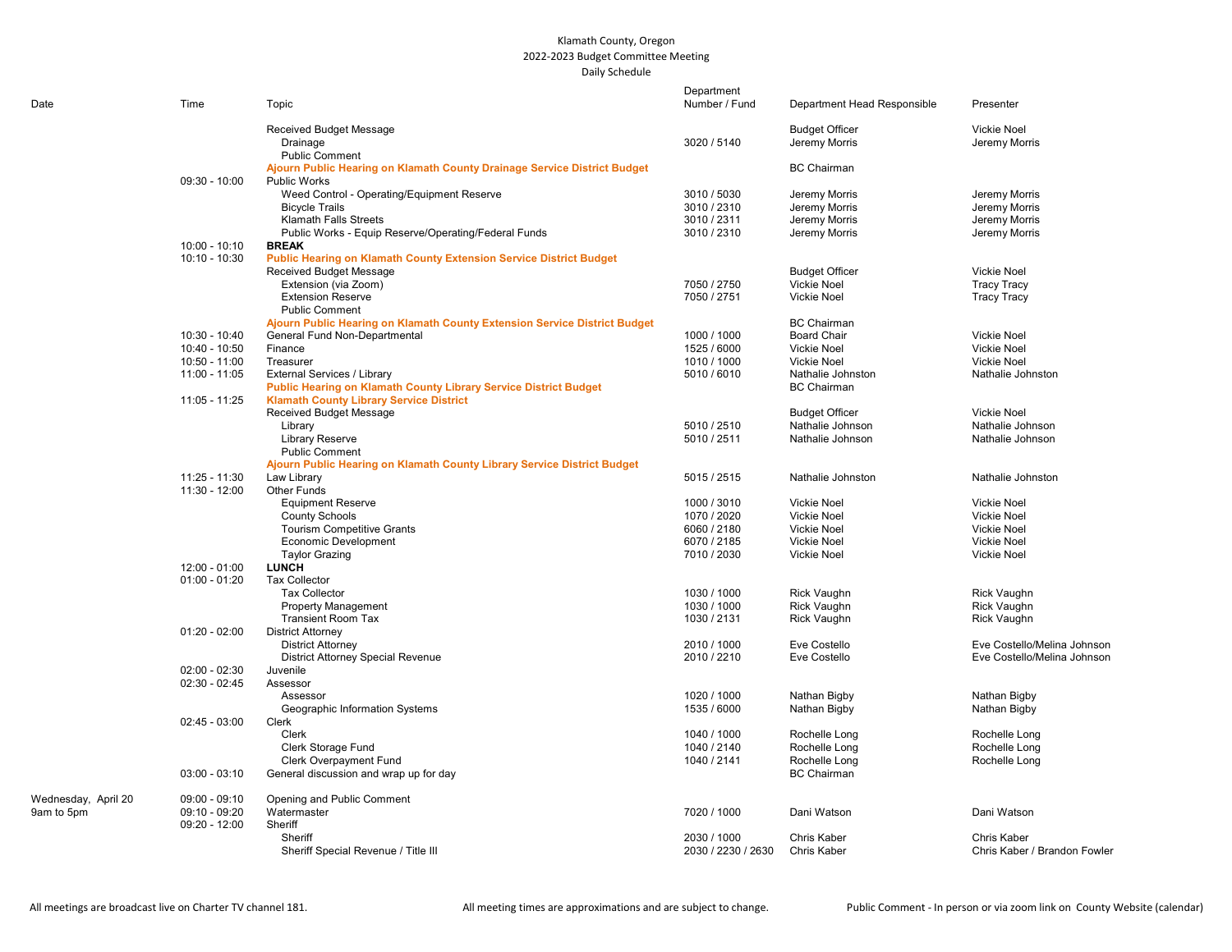Klamath County, Oregon
2022-2023 Budget Committee Meeting
Daily Schedule

| Date | Time | Topic | Department Number / Fund | Department Head Responsible | Presenter |
|---|---|---|---|---|---|
| | | Received Budget Message | | Budget Officer | Vickie Noel |
| | | Drainage | 3020 / 5140 | Jeremy Morris | Jeremy Morris |
| | | Public Comment | | | |
| | | **Ajourn Public Hearing on Klamath County Drainage Service District Budget** | | BC Chairman | |
| | 09:30 - 10:00 | Public Works | | | |
| | | Weed Control - Operating/Equipment Reserve | 3010 / 5030 | Jeremy Morris | Jeremy Morris |
| | | Bicycle Trails | 3010 / 2310 | Jeremy Morris | Jeremy Morris |
| | | Klamath Falls Streets | 3010 / 2311 | Jeremy Morris | Jeremy Morris |
| | | Public Works - Equip Reserve/Operating/Federal Funds | 3010 / 2310 | Jeremy Morris | Jeremy Morris |
| | 10:00 - 10:10 | **BREAK** | | | |
| | 10:10 - 10:30 | **Public Hearing on Klamath County Extension Service District Budget** | | | |
| | | Received Budget Message | | Budget Officer | Vickie Noel |
| | | Extension (via Zoom) | 7050 / 2750 | Vickie Noel | Tracy Tracy |
| | | Extension Reserve | 7050 / 2751 | Vickie Noel | Tracy Tracy |
| | | Public Comment | | | |
| | | **Ajourn Public Hearing on Klamath County Extension Service District Budget** | | BC Chairman | |
| | 10:30 - 10:40 | General Fund Non-Departmental | 1000 / 1000 | Board Chair | Vickie Noel |
| | 10:40 - 10:50 | Finance | 1525 / 6000 | Vickie Noel | Vickie Noel |
| | 10:50 - 11:00 | Treasurer | 1010 / 1000 | Vickie Noel | Vickie Noel |
| | 11:00 - 11:05 | External Services / Library | 5010 / 6010 | Nathalie Johnston | Nathalie Johnston |
| | | **Public Hearing on Klamath County Library Service District Budget** | | BC Chairman | |
| | 11:05 - 11:25 | **Klamath County Library Service District** | | | |
| | | Received Budget Message | | Budget Officer | Vickie Noel |
| | | Library | 5010 / 2510 | Nathalie Johnson | Nathalie Johnson |
| | | Library Reserve | 5010 / 2511 | Nathalie Johnson | Nathalie Johnson |
| | | Public Comment | | | |
| | | **Ajourn Public Hearing on Klamath County Library Service District Budget** | | | |
| | 11:25 - 11:30 | Law Library | 5015 / 2515 | Nathalie Johnston | Nathalie Johnston |
| | 11:30 - 12:00 | Other Funds | | | |
| | | Equipment Reserve | 1000 / 3010 | Vickie Noel | Vickie Noel |
| | | County Schools | 1070 / 2020 | Vickie Noel | Vickie Noel |
| | | Tourism Competitive Grants | 6060 / 2180 | Vickie Noel | Vickie Noel |
| | | Economic Development | 6070 / 2185 | Vickie Noel | Vickie Noel |
| | | Taylor Grazing | 7010 / 2030 | Vickie Noel | Vickie Noel |
| | 12:00 - 01:00 | **LUNCH** | | | |
| | 01:00 - 01:20 | Tax Collector | | | |
| | | Tax Collector | 1030 / 1000 | Rick Vaughn | Rick Vaughn |
| | | Property Management | 1030 / 1000 | Rick Vaughn | Rick Vaughn |
| | | Transient Room Tax | 1030 / 2131 | Rick Vaughn | Rick Vaughn |
| | 01:20 - 02:00 | District Attorney | | | |
| | | District Attorney | 2010 / 1000 | Eve Costello | Eve Costello/Melina Johnson |
| | | District Attorney Special Revenue | 2010 / 2210 | Eve Costello | Eve Costello/Melina Johnson |
| | 02:00 - 02:30 | Juvenile | | | |
| | 02:30 - 02:45 | Assessor | | | |
| | | Assessor | 1020 / 1000 | Nathan Bigby | Nathan Bigby |
| | | Geographic Information Systems | 1535 / 6000 | Nathan Bigby | Nathan Bigby |
| | 02:45 - 03:00 | Clerk | | | |
| | | Clerk | 1040 / 1000 | Rochelle Long | Rochelle Long |
| | | Clerk Storage Fund | 1040 / 2140 | Rochelle Long | Rochelle Long |
| | | Clerk Overpayment Fund | 1040 / 2141 | Rochelle Long | Rochelle Long |
| | 03:00 - 03:10 | General discussion and wrap up for day | | BC Chairman | |
| Wednesday, April 20 | 09:00 - 09:10 | Opening and Public Comment | | | |
| 9am to 5pm | 09:10 - 09:20 | Watermaster | 7020 / 1000 | Dani Watson | Dani Watson |
| | 09:20 - 12:00 | Sheriff | | | |
| | | Sheriff | 2030 / 1000 | Chris Kaber | Chris Kaber |
| | | Sheriff Special Revenue / Title III | 2030 / 2230 / 2630 | Chris Kaber | Chris Kaber / Brandon Fowler |

All meetings are broadcast live on Charter TV channel 181. All meeting times are approximations and are subject to change. Public Comment - In person or via zoom link on County Website (calendar)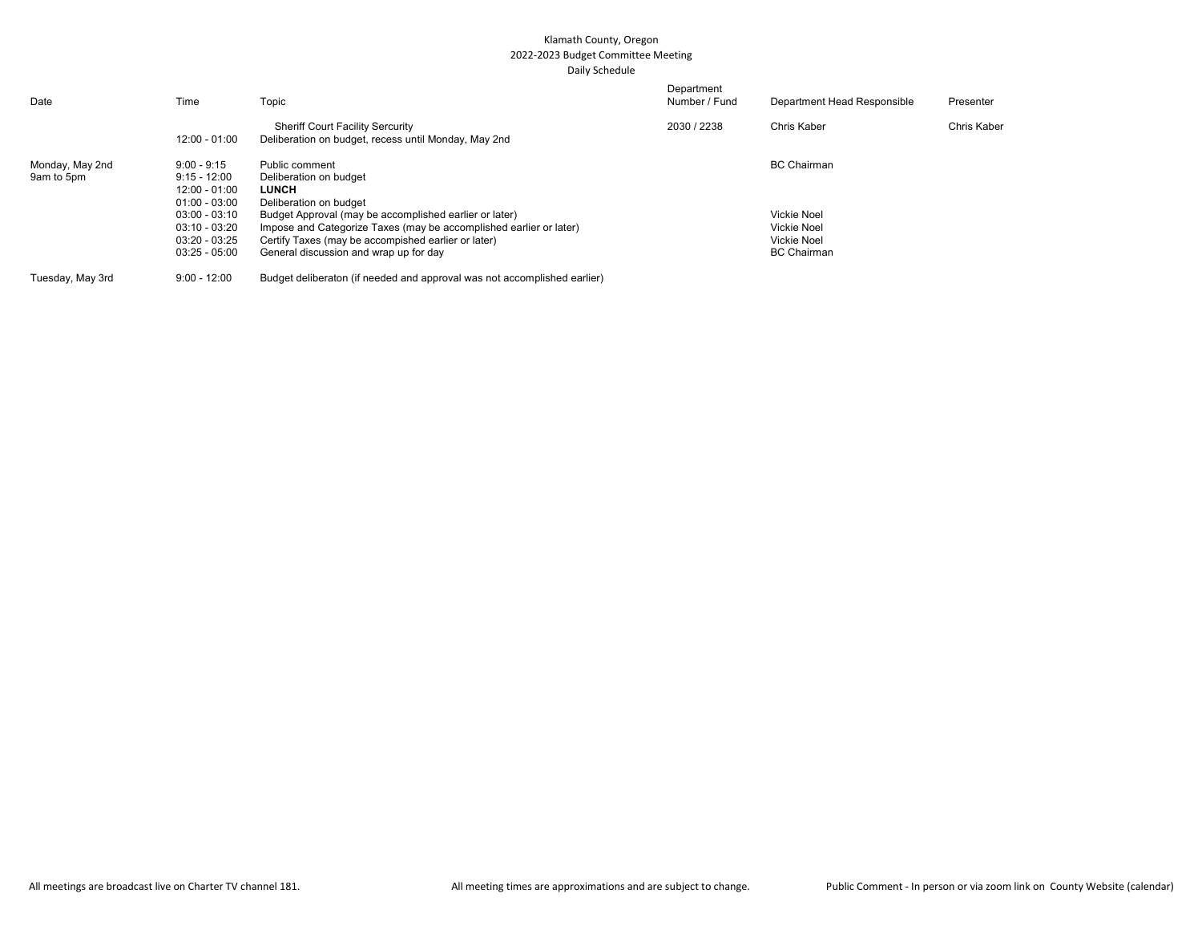Klamath County, Oregon
2022-2023 Budget Committee Meeting
Daily Schedule

| Date | Time | Topic | Department Number / Fund | Department Head Responsible | Presenter |
|---|---|---|---|---|---|
| | | Sheriff Court Facility Sercurity | 2030 / 2238 | Chris Kaber | Chris Kaber |
| | 12:00 - 01:00 | Deliberation on budget, recess until Monday, May 2nd | | | |
| Monday, May 2nd 9am to 5pm | 9:00 - 9:15 | Public comment | | BC Chairman | |
| | 9:15 - 12:00 | Deliberation on budget | | | |
| | 12:00 - 01:00 | **LUNCH** | | | |
| | 01:00 - 03:00 | Deliberation on budget | | | |
| | 03:00 - 03:10 | Budget Approval (may be accomplished earlier or later) | | Vickie Noel | |
| | 03:10 - 03:20 | Impose and Categorize Taxes (may be accomplished earlier or later) | | Vickie Noel | |
| | 03:20 - 03:25 | Certify Taxes (may be accompished earlier or later) | | Vickie Noel | |
| | 03:25 - 05:00 | General discussion and wrap up for day | | BC Chairman | |
| Tuesday, May 3rd | 9:00 - 12:00 | Budget deliberaton (if needed and approval was not accomplished earlier) | | | |

All meetings are broadcast live on Charter TV channel 181.

All meeting times are approximations and are subject to change.

Public Comment - In person or via zoom link on County Website (calendar)